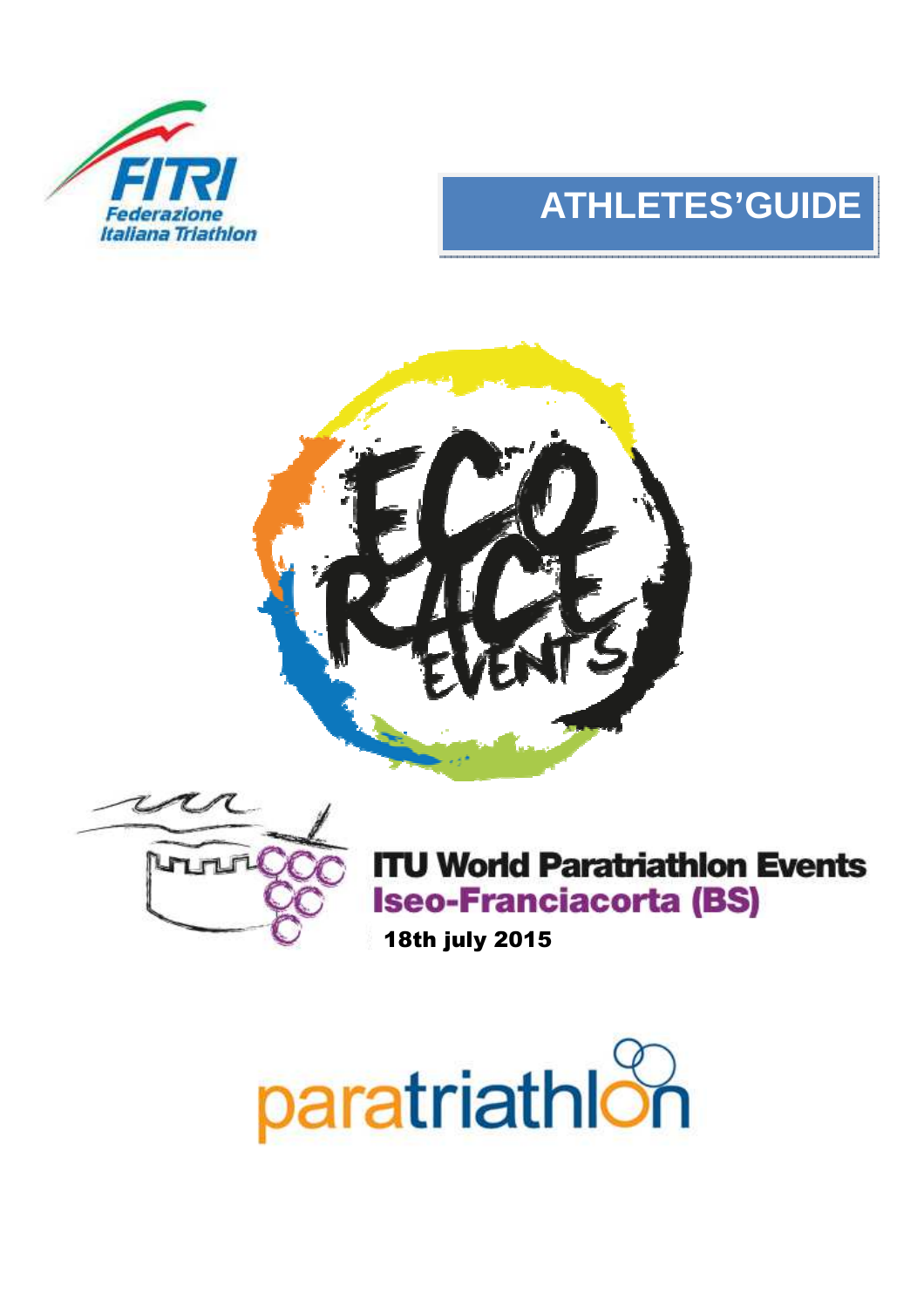**FITRI**
*Federazione Italiana Triathlon*

# ATHLETES'GUIDE

**ECO RACE EVENTS**

## ITU World Paratriathlon Events
## Iseo-Franciacorta (BS)

**18th july 2015**

paratriathlon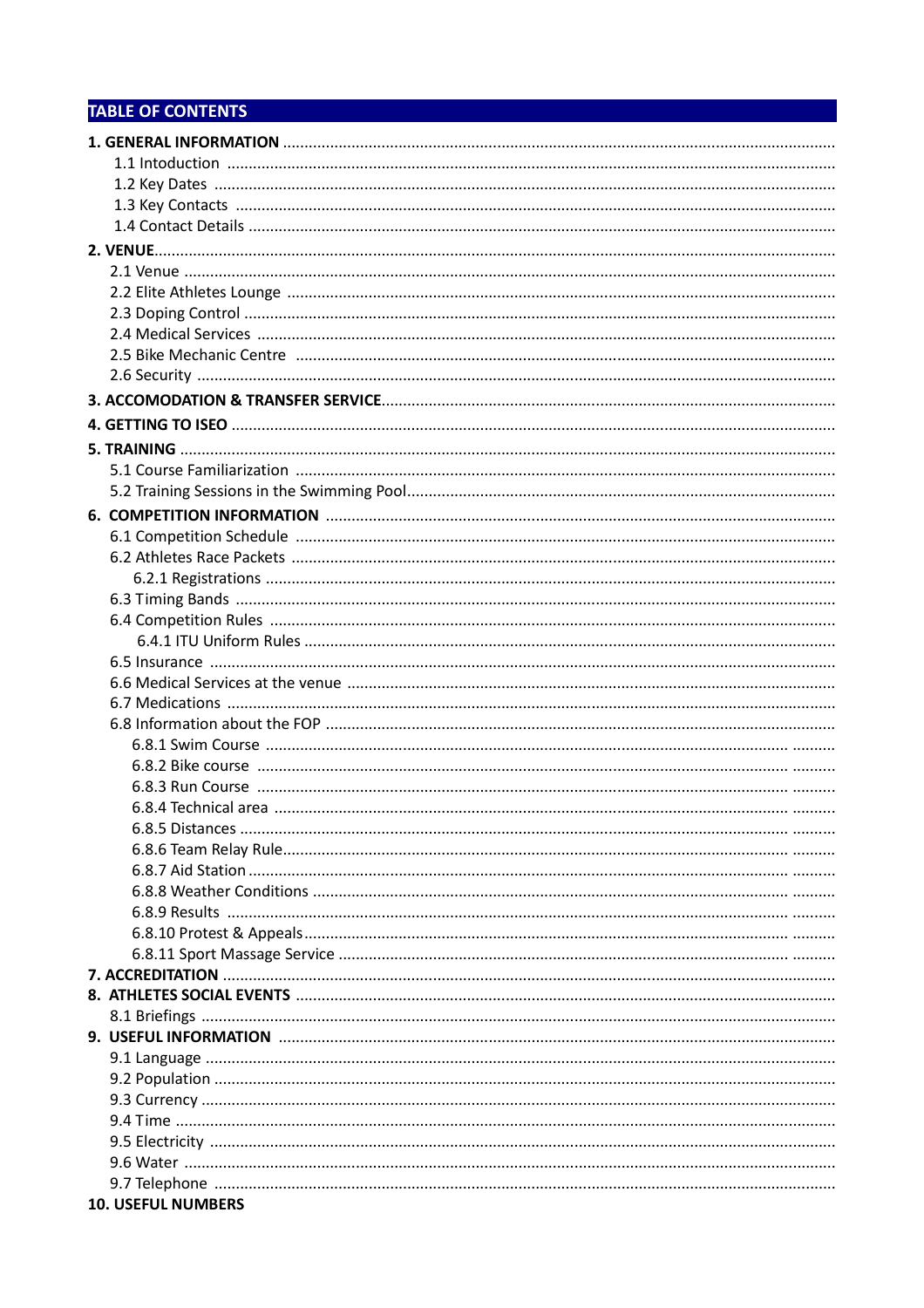## TABLE OF CONTENTS

**1. GENERAL INFORMATION**
- 1.1 Intoduction
- 1.2 Key Dates
- 1.3 Key Contacts
- 1.4 Contact Details

**2. VENUE**
- 2.1 Venue
- 2.2 Elite Athletes Lounge
- 2.3 Doping Control
- 2.4 Medical Services
- 2.5 Bike Mechanic Centre
- 2.6 Security

**3. ACCOMODATION & TRANSFER SERVICE**

**4. GETTING TO ISEO**

**5. TRAINING**
- 5.1 Course Familiarization
- 5.2 Training Sessions in the Swimming Pool

**6. COMPETITION INFORMATION**
- 6.1 Competition Schedule
- 6.2 Athletes Race Packets
  - 6.2.1 Registrations
- 6.3 Timing Bands
- 6.4 Competition Rules
  - 6.4.1 ITU Uniform Rules
- 6.5 Insurance
- 6.6 Medical Services at the venue
- 6.7 Medications
- 6.8 Information about the FOP
  - 6.8.1 Swim Course
  - 6.8.2 Bike course
  - 6.8.3 Run Course
  - 6.8.4 Technical area
  - 6.8.5 Distances
  - 6.8.6 Team Relay Rule
  - 6.8.7 Aid Station
  - 6.8.8 Weather Conditions
  - 6.8.9 Results
  - 6.8.10 Protest & Appeals
  - 6.8.11 Sport Massage Service

**7. ACCREDITATION**

**8. ATHLETES SOCIAL EVENTS**
- 8.1 Briefings

**9. USEFUL INFORMATION**
- 9.1 Language
- 9.2 Population
- 9.3 Currency
- 9.4 Time
- 9.5 Electricity
- 9.6 Water
- 9.7 Telephone

**10. USEFUL NUMBERS**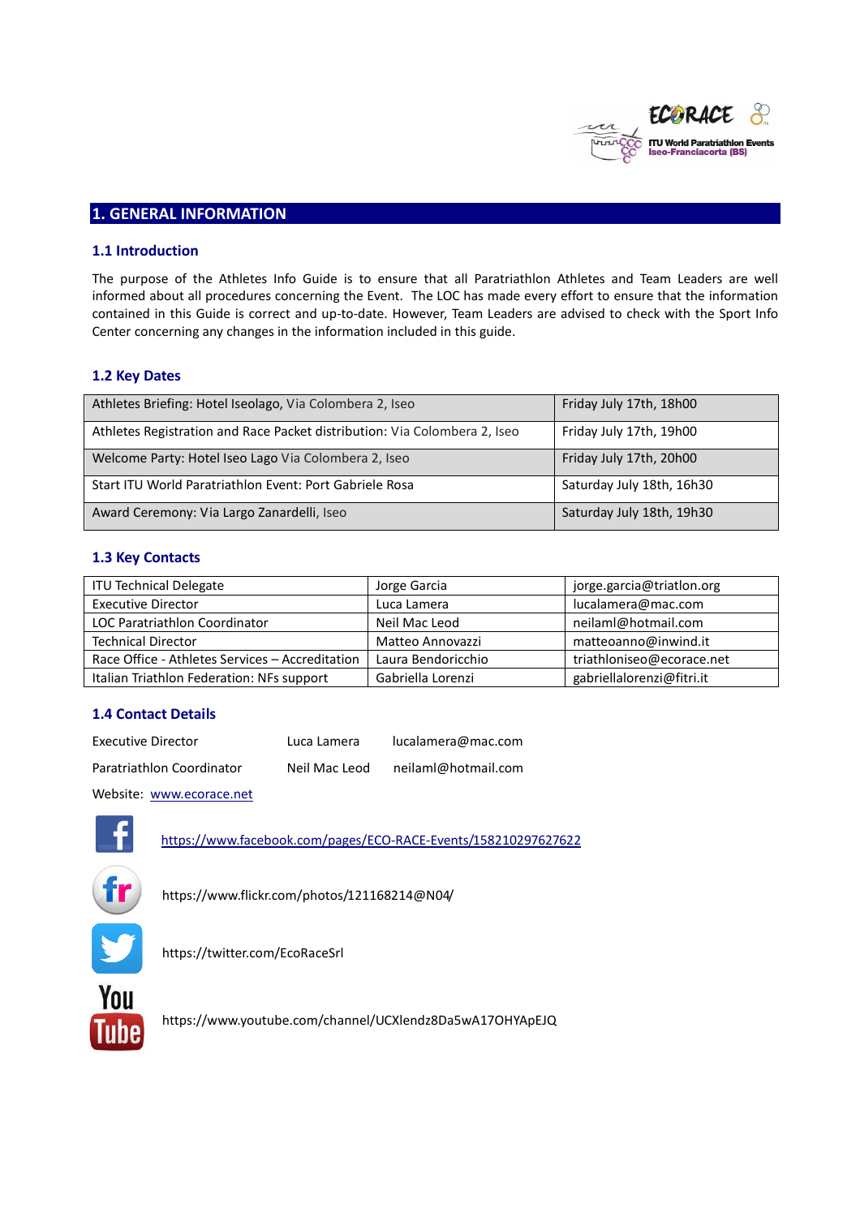## 1. GENERAL INFORMATION

### 1.1 Introduction

The purpose of the Athletes Info Guide is to ensure that all Paratriathlon Athletes and Team Leaders are well informed about all procedures concerning the Event. The LOC has made every effort to ensure that the information contained in this Guide is correct and up-to-date. However, Team Leaders are advised to check with the Sport Info Center concerning any changes in the information included in this guide.

### 1.2 Key Dates

| | |
|---|---|
| Athletes Briefing: Hotel Iseolago, Via Colombera 2, Iseo | Friday July 17th, 18h00 |
| Athletes Registration and Race Packet distribution: Via Colombera 2, Iseo | Friday July 17th, 19h00 |
| Welcome Party: Hotel Iseo Lago Via Colombera 2, Iseo | Friday July 17th, 20h00 |
| Start ITU World Paratriathlon Event: Port Gabriele Rosa | Saturday July 18th, 16h30 |
| Award Ceremony: Via Largo Zanardelli, Iseo | Saturday July 18th, 19h30 |

### 1.3 Key Contacts

| | | |
|---|---|---|
| ITU Technical Delegate | Jorge Garcia | jorge.garcia@triatlon.org |
| Executive Director | Luca Lamera | lucalamera@mac.com |
| LOC Paratriathlon Coordinator | Neil Mac Leod | neilaml@hotmail.com |
| Technical Director | Matteo Annovazzi | matteoanno@inwind.it |
| Race Office - Athletes Services – Accreditation | Laura Bendoricchio | triathloniseo@ecorace.net |
| Italian Triathlon Federation: NFs support | Gabriella Lorenzi | gabriellalorenzi@fitri.it |

### 1.4 Contact Details

Executive Director Luca Lamera lucalamera@mac.com

Paratriathlon Coordinator Neil Mac Leod neilaml@hotmail.com

Website: www.ecorace.net

https://www.facebook.com/pages/ECO-RACE-Events/158210297627622

https://www.flickr.com/photos/121168214@N04/

https://twitter.com/EcoRaceSrl

https://www.youtube.com/channel/UCXlendz8Da5wA17OHYApEJQ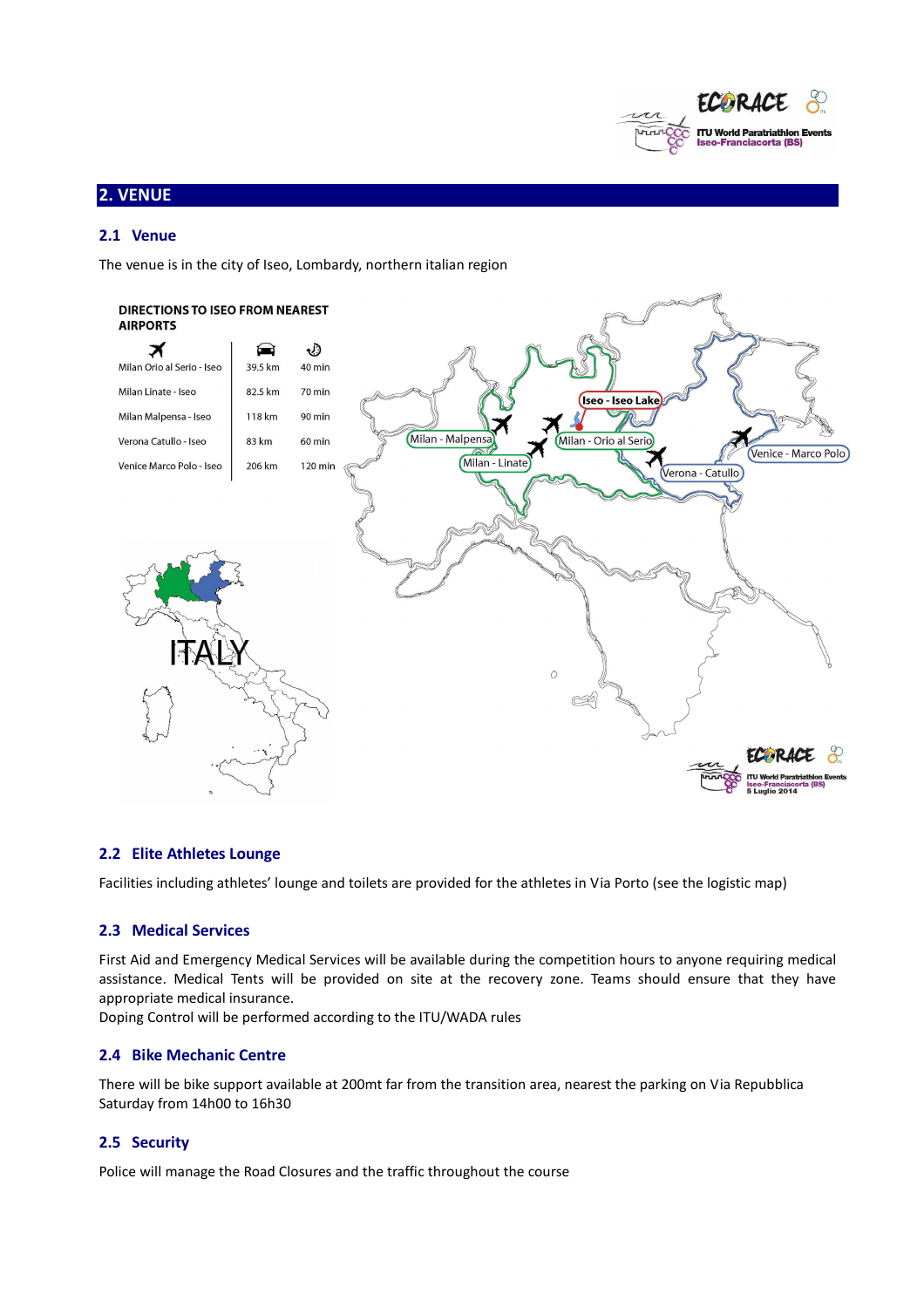## 2. VENUE

### 2.1 Venue

The venue is in the city of Iseo, Lombardy, northern italian region

**DIRECTIONS TO ISEO FROM NEAREST AIRPORTS**

| | | |
|---|---|---|
| Milan Orio al Serio - Iseo | 39.5 km | 40 min |
| Milan Linate - Iseo | 82.5 km | 70 min |
| Milan Malpensa - Iseo | 118 km | 90 min |
| Verona Catullo - Iseo | 83 km | 60 min |
| Venice Marco Polo - Iseo | 206 km | 120 min |

### 2.2 Elite Athletes Lounge

Facilities including athletes' lounge and toilets are provided for the athletes in Via Porto (see the logistic map)

### 2.3 Medical Services

First Aid and Emergency Medical Services will be available during the competition hours to anyone requiring medical assistance. Medical Tents will be provided on site at the recovery zone. Teams should ensure that they have appropriate medical insurance.

Doping Control will be performed according to the ITU/WADA rules

### 2.4 Bike Mechanic Centre

There will be bike support available at 200mt far from the transition area, nearest the parking on Via Repubblica Saturday from 14h00 to 16h30

### 2.5 Security

Police will manage the Road Closures and the traffic throughout the course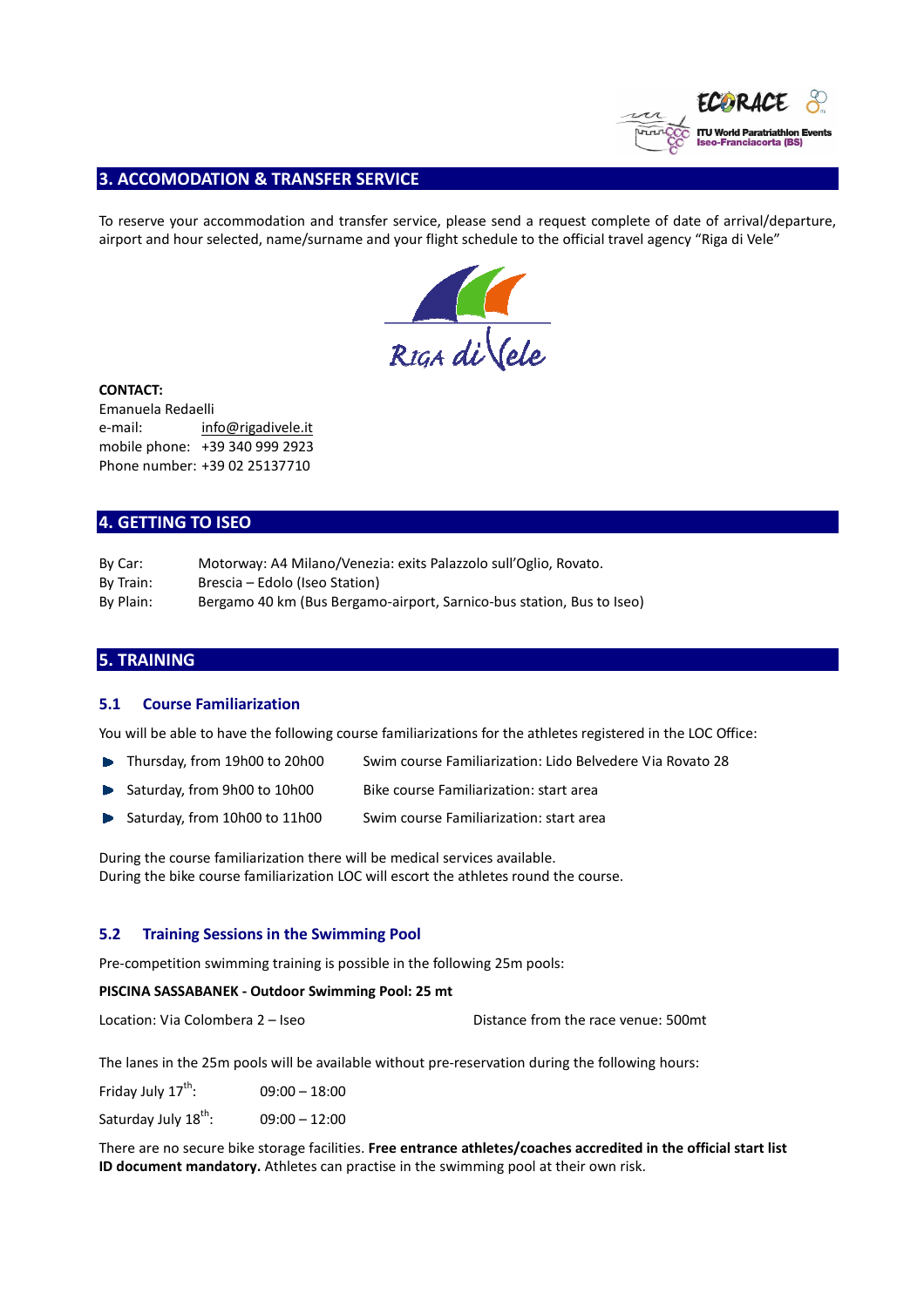## 3. ACCOMODATION & TRANSFER SERVICE

To reserve your accommodation and transfer service, please send a request complete of date of arrival/departure, airport and hour selected, name/surname and your flight schedule to the official travel agency "Riga di Vele"

**CONTACT:**
Emanuela Redaelli
e-mail: info@rigadivele.it
mobile phone: +39 340 999 2923
Phone number: +39 02 25137710

## 4. GETTING TO ISEO

By Car: Motorway: A4 Milano/Venezia: exits Palazzolo sull'Oglio, Rovato.
By Train: Brescia – Edolo (Iseo Station)
By Plain: Bergamo 40 km (Bus Bergamo-airport, Sarnico-bus station, Bus to Iseo)

## 5. TRAINING

### 5.1 Course Familiarization

You will be able to have the following course familiarizations for the athletes registered in the LOC Office:

- Thursday, from 19h00 to 20h00 — Swim course Familiarization: Lido Belvedere Via Rovato 28
- Saturday, from 9h00 to 10h00 — Bike course Familiarization: start area
- Saturday, from 10h00 to 11h00 — Swim course Familiarization: start area

During the course familiarization there will be medical services available.
During the bike course familiarization LOC will escort the athletes round the course.

### 5.2 Training Sessions in the Swimming Pool

Pre-competition swimming training is possible in the following 25m pools:

**PISCINA SASSABANEK - Outdoor Swimming Pool: 25 mt**

Location: Via Colombera 2 – Iseo — Distance from the race venue: 500mt

The lanes in the 25m pools will be available without pre-reservation during the following hours:

Friday July 17th: 09:00 – 18:00

Saturday July 18th: 09:00 – 12:00

There are no secure bike storage facilities. **Free entrance athletes/coaches accredited in the official start list ID document mandatory.** Athletes can practise in the swimming pool at their own risk.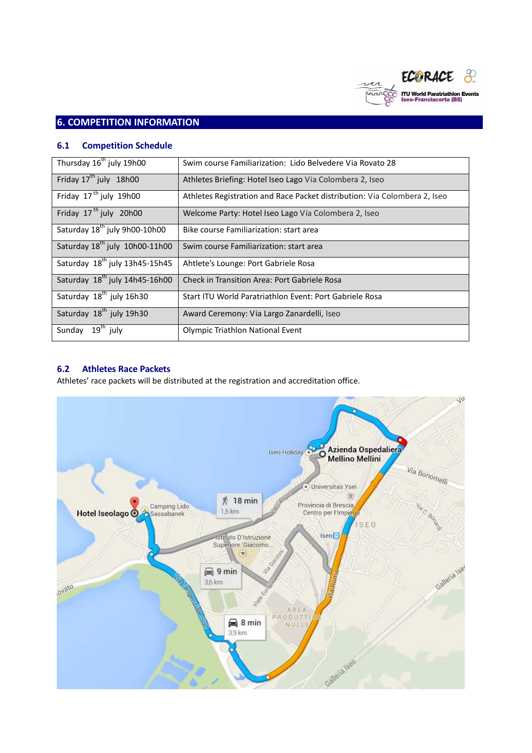## 6. COMPETITION INFORMATION

### 6.1 Competition Schedule

| | |
|---|---|
| Thursday 16th july 19h00 | Swim course Familiarization: Lido Belvedere Via Rovato 28 |
| Friday 17th july 18h00 | Athletes Briefing: Hotel Iseo Lago Via Colombera 2, Iseo |
| Friday 17th july 19h00 | Athletes Registration and Race Packet distribution: Via Colombera 2, Iseo |
| Friday 17th july 20h00 | Welcome Party: Hotel Iseo Lago Via Colombera 2, Iseo |
| Saturday 18th july 9h00-10h00 | Bike course Familiarization: start area |
| Saturday 18th july 10h00-11h00 | Swim course Familiarization: start area |
| Saturday 18th july 13h45-15h45 | Ahtlete's Lounge: Port Gabriele Rosa |
| Saturday 18th july 14h45-16h00 | Check in Transition Area: Port Gabriele Rosa |
| Saturday 18th july 16h30 | Start ITU World Paratriathlon Event: Port Gabriele Rosa |
| Saturday 18th july 19h30 | Award Ceremony: Via Largo Zanardelli, Iseo |
| Sunday 19th july | Olympic Triathlon National Event |

### 6.2 Athletes Race Packets

Athletes' race packets will be distributed at the registration and accreditation office.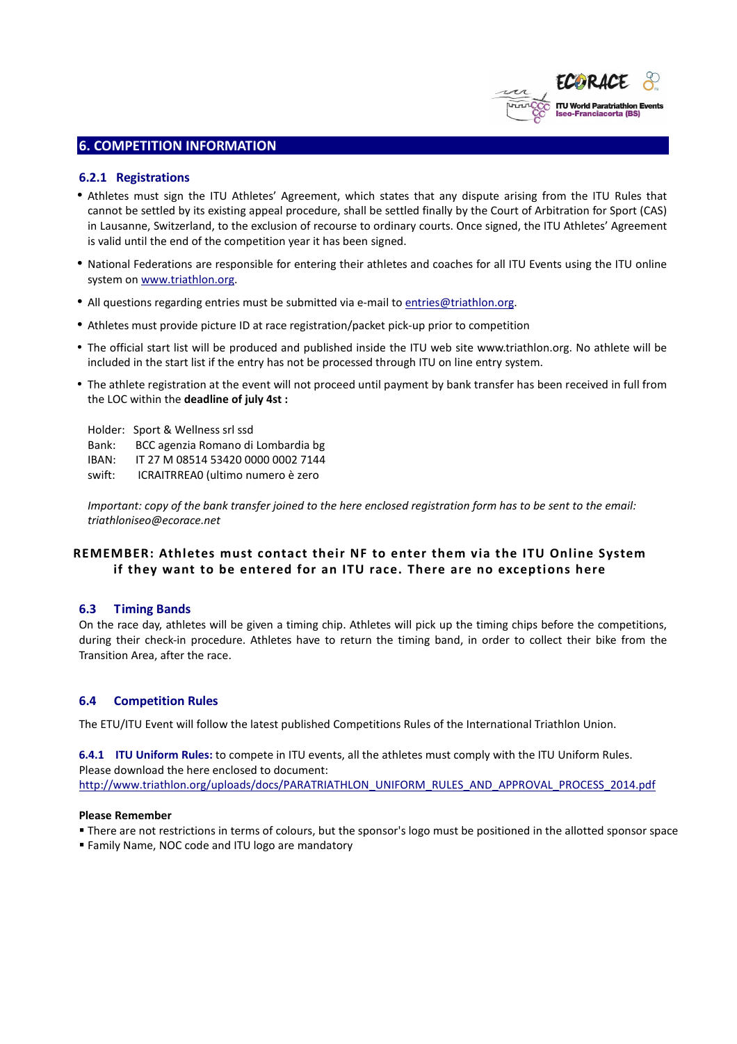## 6. COMPETITION INFORMATION

### 6.2.1 Registrations

- Athletes must sign the ITU Athletes' Agreement, which states that any dispute arising from the ITU Rules that cannot be settled by its existing appeal procedure, shall be settled finally by the Court of Arbitration for Sport (CAS) in Lausanne, Switzerland, to the exclusion of recourse to ordinary courts. Once signed, the ITU Athletes' Agreement is valid until the end of the competition year it has been signed.
- National Federations are responsible for entering their athletes and coaches for all ITU Events using the ITU online system on [www.triathlon.org](http://www.triathlon.org).
- All questions regarding entries must be submitted via e-mail to [entries@triathlon.org](mailto:entries@triathlon.org).
- Athletes must provide picture ID at race registration/packet pick-up prior to competition
- The official start list will be produced and published inside the ITU web site www.triathlon.org. No athlete will be included in the start list if the entry has not be processed through ITU on line entry system.
- The athlete registration at the event will not proceed until payment by bank transfer has been received in full from the LOC within the **deadline of july 4st :**

  Holder: Sport & Wellness srl ssd
  Bank: BCC agenzia Romano di Lombardia bg
  IBAN: IT 27 M 08514 53420 0000 0002 7144
  swift: ICRAITRREA0 (ultimo numero è zero

  *Important: copy of the bank transfer joined to the here enclosed registration form has to be sent to the email: triathloniseo@ecorace.net*

**REMEMBER: Athletes must contact their NF to enter them via the ITU Online System if they want to be entered for an ITU race. There are no exceptions here**

### 6.3 Timing Bands

On the race day, athletes will be given a timing chip. Athletes will pick up the timing chips before the competitions, during their check-in procedure. Athletes have to return the timing band, in order to collect their bike from the Transition Area, after the race.

### 6.4 Competition Rules

The ETU/ITU Event will follow the latest published Competitions Rules of the International Triathlon Union.

**6.4.1 ITU Uniform Rules:** to compete in ITU events, all the athletes must comply with the ITU Uniform Rules. Please download the here enclosed to document:
[http://www.triathlon.org/uploads/docs/PARATRIATHLON_UNIFORM_RULES_AND_APPROVAL_PROCESS_2014.pdf](http://www.triathlon.org/uploads/docs/PARATRIATHLON_UNIFORM_RULES_AND_APPROVAL_PROCESS_2014.pdf)

**Please Remember**

- There are not restrictions in terms of colours, but the sponsor's logo must be positioned in the allotted sponsor space
- Family Name, NOC code and ITU logo are mandatory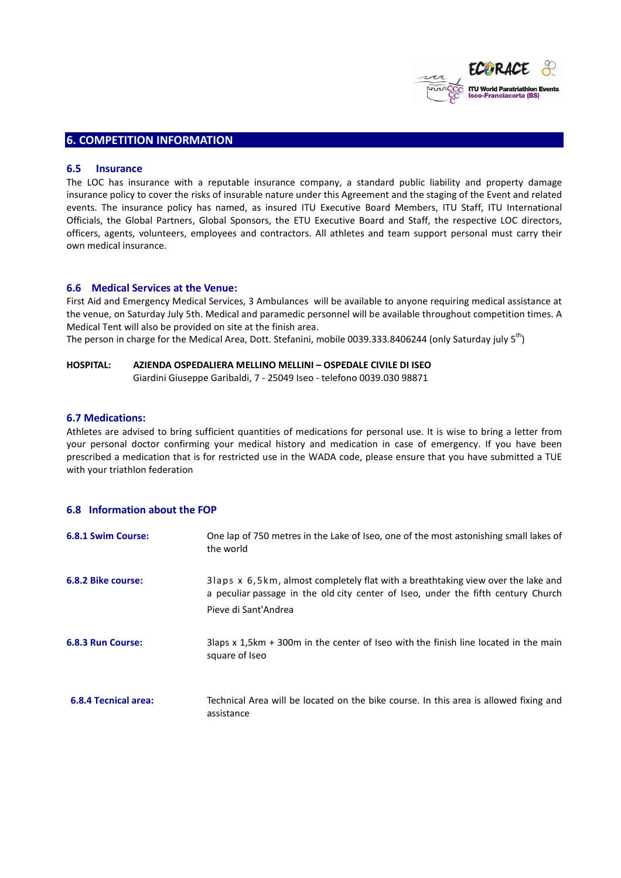## 6. COMPETITION INFORMATION

### 6.5 Insurance

The LOC has insurance with a reputable insurance company, a standard public liability and property damage insurance policy to cover the risks of insurable nature under this Agreement and the staging of the Event and related events. The insurance policy has named, as insured ITU Executive Board Members, ITU Staff, ITU International Officials, the Global Partners, Global Sponsors, the ETU Executive Board and Staff, the respective LOC directors, officers, agents, volunteers, employees and contractors. All athletes and team support personal must carry their own medical insurance.

### 6.6 Medical Services at the Venue:

First Aid and Emergency Medical Services, 3 Ambulances will be available to anyone requiring medical assistance at the venue, on Saturday July 5th. Medical and paramedic personnel will be available throughout competition times. A Medical Tent will also be provided on site at the finish area.
The person in charge for the Medical Area, Dott. Stefanini, mobile 0039.333.8406244 (only Saturday july 5th)

**HOSPITAL:** **AZIENDA OSPEDALIERA MELLINO MELLINI – OSPEDALE CIVILE DI ISEO**
Giardini Giuseppe Garibaldi, 7 - 25049 Iseo - telefono 0039.030 98871

### 6.7 Medications:

Athletes are advised to bring sufficient quantities of medications for personal use. It is wise to bring a letter from your personal doctor confirming your medical history and medication in case of emergency. If you have been prescribed a medication that is for restricted use in the WADA code, please ensure that you have submitted a TUE with your triathlon federation

### 6.8 Information about the FOP

**6.8.1 Swim Course:** One lap of 750 metres in the Lake of Iseo, one of the most astonishing small lakes of the world

**6.8.2 Bike course:** 3laps x 6,5km, almost completely flat with a breathtaking view over the lake and a peculiar passage in the old city center of Iseo, under the fifth century Church Pieve di Sant'Andrea

**6.8.3 Run Course:** 3laps x 1,5km + 300m in the center of Iseo with the finish line located in the main square of Iseo

**6.8.4 Tecnical area:** Technical Area will be located on the bike course. In this area is allowed fixing and assistance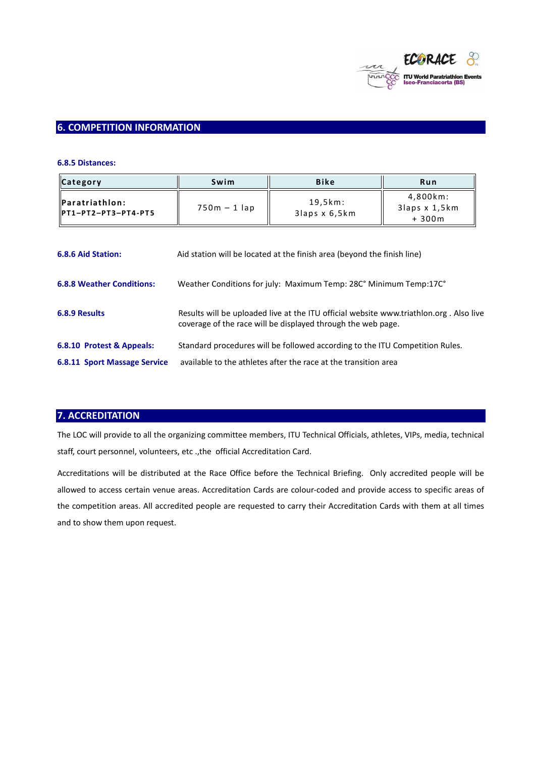## 6. COMPETITION INFORMATION

**6.8.5 Distances:**

| Category | Swim | Bike | Run |
|---|---|---|---|
| **Paratriathlon: PT1–PT2–PT3–PT4-PT5** | 750m – 1 lap | 19,5km: 3laps x 6,5km | 4,800km: 3laps x 1,5km + 300m |

**6.8.6 Aid Station:** Aid station will be located at the finish area (beyond the finish line)

**6.8.8 Weather Conditions:** Weather Conditions for july: Maximum Temp: 28C° Minimum Temp:17C°

**6.8.9 Results** Results will be uploaded live at the ITU official website www.triathlon.org . Also live coverage of the race will be displayed through the web page.

**6.8.10 Protest & Appeals:** Standard procedures will be followed according to the ITU Competition Rules.

**6.8.11 Sport Massage Service** available to the athletes after the race at the transition area

## 7. ACCREDITATION

The LOC will provide to all the organizing committee members, ITU Technical Officials, athletes, VIPs, media, technical staff, court personnel, volunteers, etc .,the official Accreditation Card.

Accreditations will be distributed at the Race Office before the Technical Briefing. Only accredited people will be allowed to access certain venue areas. Accreditation Cards are colour-coded and provide access to specific areas of the competition areas. All accredited people are requested to carry their Accreditation Cards with them at all times and to show them upon request.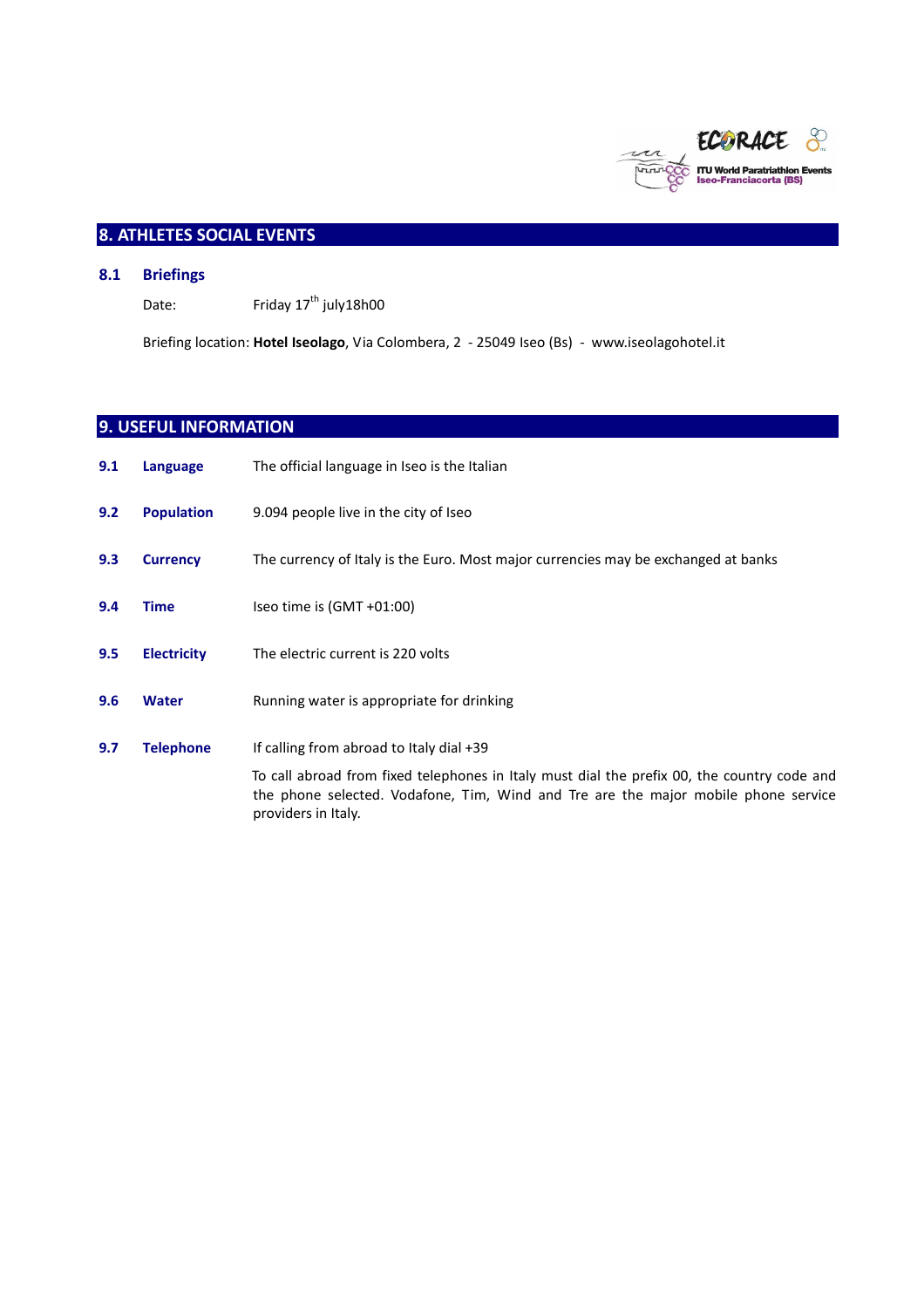## 8. ATHLETES SOCIAL EVENTS

### 8.1 Briefings

Date: Friday 17th july18h00

Briefing location: **Hotel Iseolago**, Via Colombera, 2 - 25049 Iseo (Bs) - www.iseolagohotel.it

## 9. USEFUL INFORMATION

**9.1 Language** The official language in Iseo is the Italian

**9.2 Population** 9.094 people live in the city of Iseo

**9.3 Currency** The currency of Italy is the Euro. Most major currencies may be exchanged at banks

**9.4 Time** Iseo time is (GMT +01:00)

**9.5 Electricity** The electric current is 220 volts

**9.6 Water** Running water is appropriate for drinking

**9.7 Telephone** If calling from abroad to Italy dial +39

To call abroad from fixed telephones in Italy must dial the prefix 00, the country code and the phone selected. Vodafone, Tim, Wind and Tre are the major mobile phone service providers in Italy.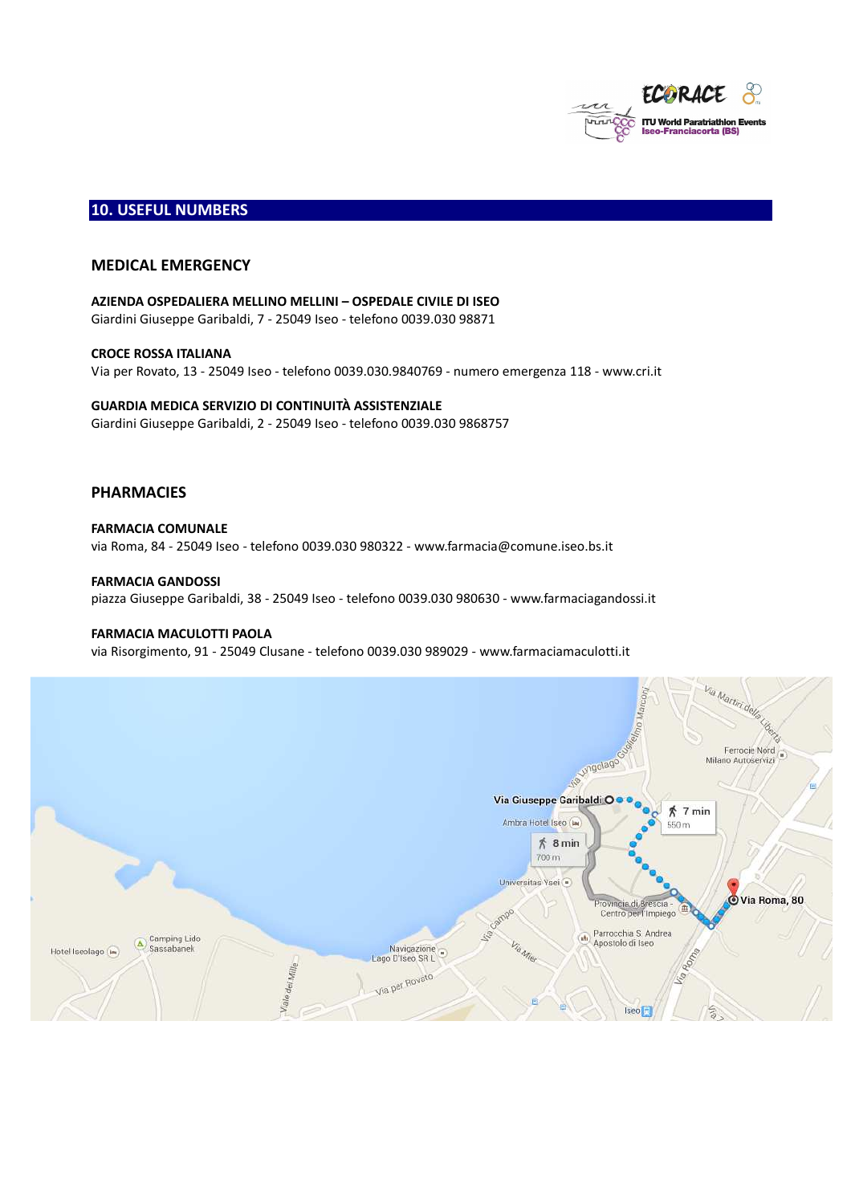## 10. USEFUL NUMBERS

### MEDICAL EMERGENCY

**AZIENDA OSPEDALIERA MELLINO MELLINI – OSPEDALE CIVILE DI ISEO**
Giardini Giuseppe Garibaldi, 7 - 25049 Iseo - telefono 0039.030 98871

**CROCE ROSSA ITALIANA**
Via per Rovato, 13 - 25049 Iseo - telefono 0039.030.9840769 - numero emergenza 118 - www.cri.it

**GUARDIA MEDICA SERVIZIO DI CONTINUITÀ ASSISTENZIALE**
Giardini Giuseppe Garibaldi, 2 - 25049 Iseo - telefono 0039.030 9868757

### PHARMACIES

**FARMACIA COMUNALE**
via Roma, 84 - 25049 Iseo - telefono 0039.030 980322 - www.farmacia@comune.iseo.bs.it

**FARMACIA GANDOSSI**
piazza Giuseppe Garibaldi, 38 - 25049 Iseo - telefono 0039.030 980630 - www.farmaciagandossi.it

**FARMACIA MACULOTTI PAOLA**
via Risorgimento, 91 - 25049 Clusane - telefono 0039.030 989029 - www.farmaciamaculotti.it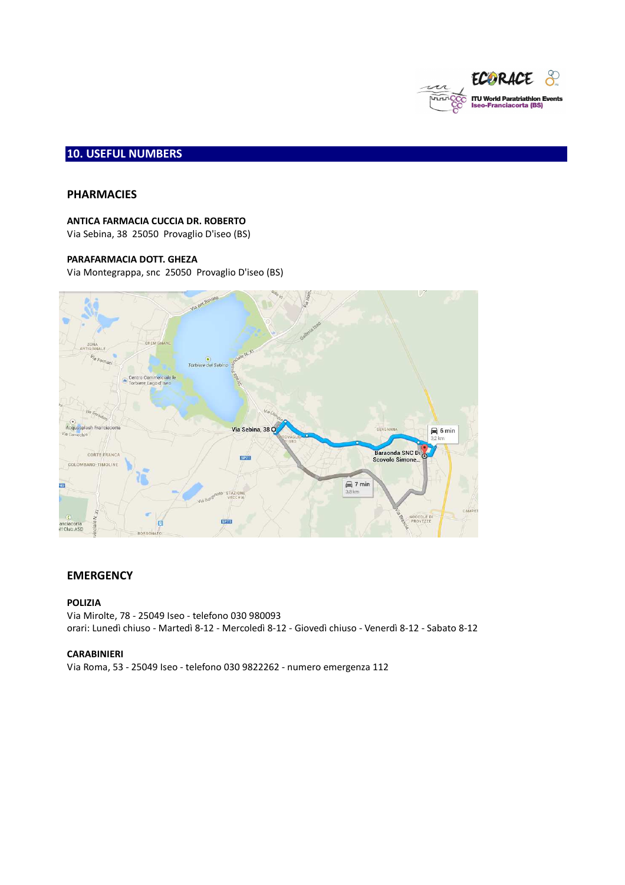## 10. USEFUL NUMBERS

### PHARMACIES

**ANTICA FARMACIA CUCCIA DR. ROBERTO**
Via Sebina, 38  25050  Provaglio D'iseo (BS)

**PARAFARMACIA DOTT. GHEZA**
Via Montegrappa, snc  25050  Provaglio D'iseo (BS)

### EMERGENCY

**POLIZIA**
Via Mirolte, 78 - 25049 Iseo - telefono 030 980093
orari: Lunedì chiuso - Martedì 8-12 - Mercoledì 8-12 - Giovedì chiuso - Venerdì 8-12 - Sabato 8-12

**CARABINIERI**
Via Roma, 53 - 25049 Iseo - telefono 030 9822262 - numero emergenza 112